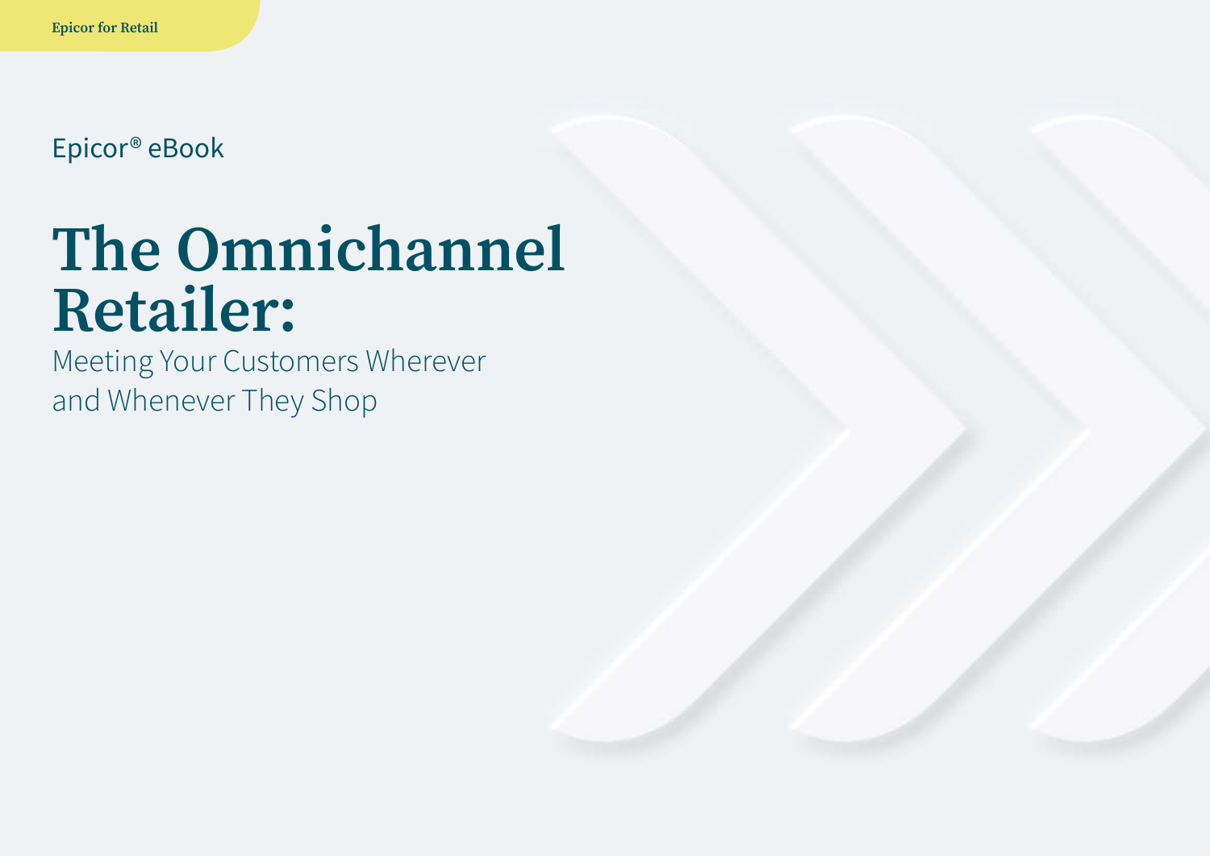Epicor for Retail

Epicor® eBook

# The Omnichannel Retailer:

Meeting Your Customers Wherever and Whenever They Shop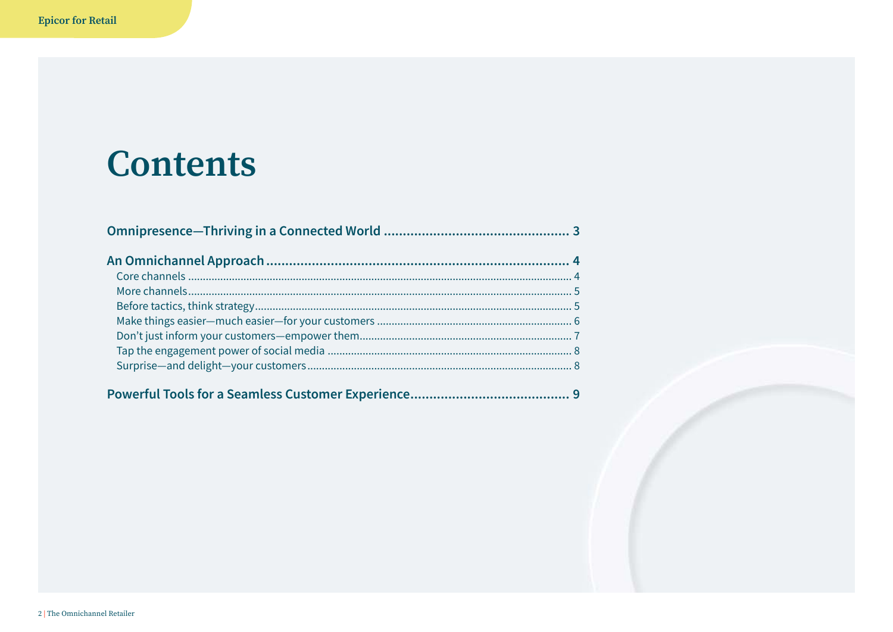# Contents

**Omnipresence—Thriving in a Connected World ................................................ 3**

**An Omnichannel Approach ................................................................................ 4**

- Core channels ................................................................................................................................. 4
- More channels.................................................................................................................................. 5
- Before tactics, think strategy........................................................................................................... 5
- Make things easier—much easier—for your customers .................................................................. 6
- Don't just inform your customers—empower them........................................................................ 7
- Tap the engagement power of social media .................................................................................. 8
- Surprise—and delight—your customers.......................................................................................... 8

**Powerful Tools for a Seamless Customer Experience........................................ 9**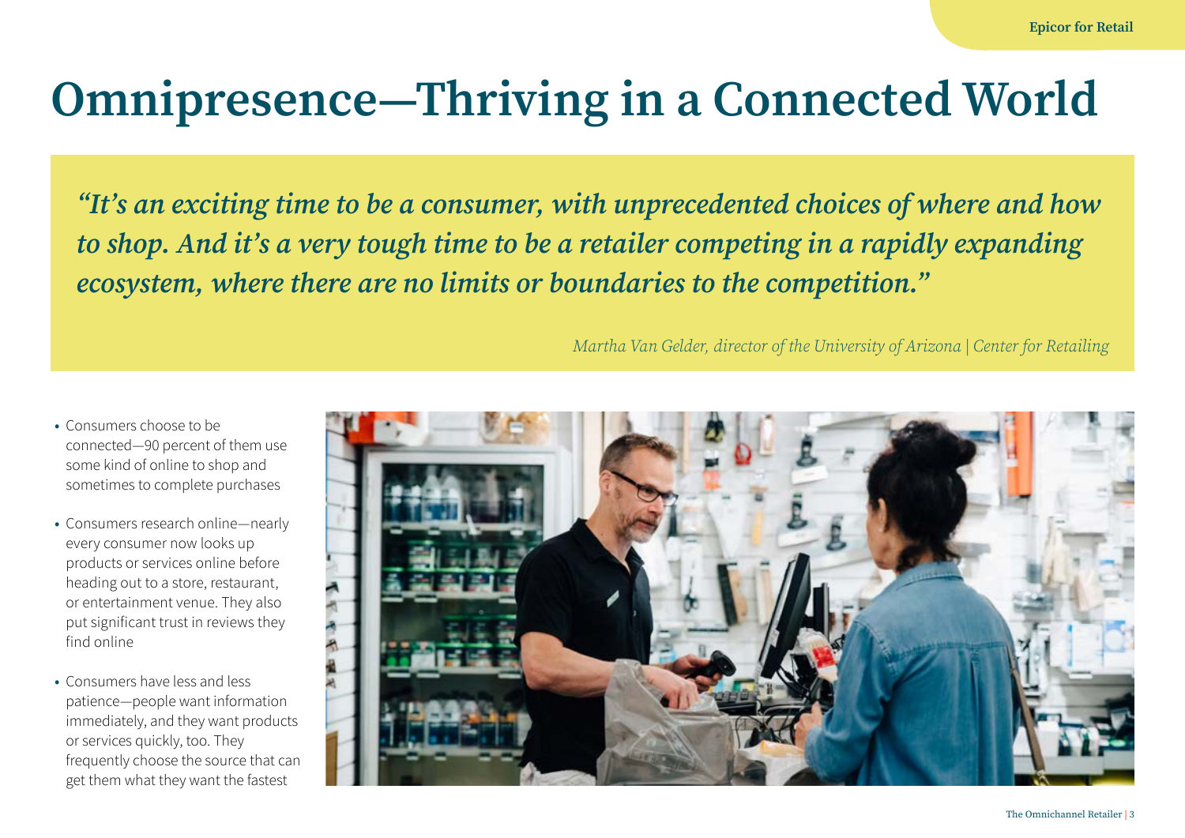# Omnipresence—Thriving in a Connected World

> *"It's an exciting time to be a consumer, with unprecedented choices of where and how to shop. And it's a very tough time to be a retailer competing in a rapidly expanding ecosystem, where there are no limits or boundaries to the competition."*
>
> *Martha Van Gelder, director of the University of Arizona | Center for Retailing*

- Consumers choose to be connected—90 percent of them use some kind of online to shop and sometimes to complete purchases
- Consumers research online—nearly every consumer now looks up products or services online before heading out to a store, restaurant, or entertainment venue. They also put significant trust in reviews they find online
- Consumers have less and less patience—people want information immediately, and they want products or services quickly, too. They frequently choose the source that can get them what they want the fastest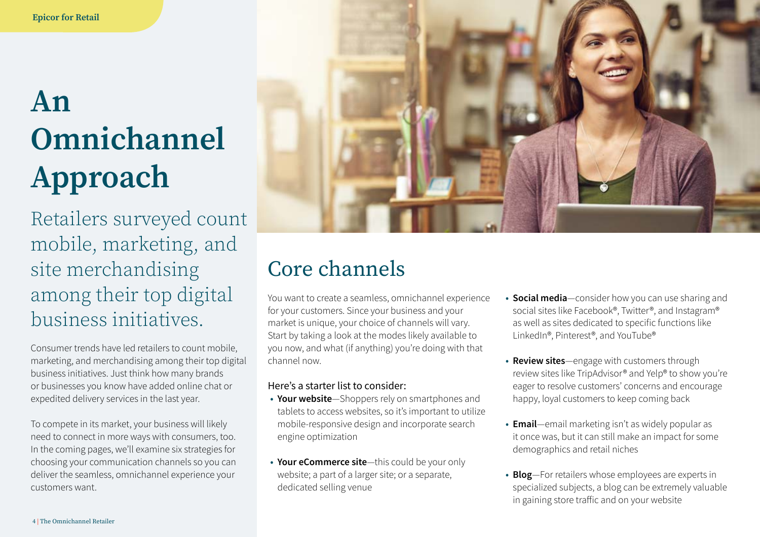# An Omnichannel Approach

Retailers surveyed count mobile, marketing, and site merchandising among their top digital business initiatives.

Consumer trends have led retailers to count mobile, marketing, and merchandising among their top digital business initiatives. Just think how many brands or businesses you know have added online chat or expedited delivery services in the last year.

To compete in its market, your business will likely need to connect in more ways with consumers, too. In the coming pages, we'll examine six strategies for choosing your communication channels so you can deliver the seamless, omnichannel experience your customers want.

## Core channels

You want to create a seamless, omnichannel experience for your customers. Since your business and your market is unique, your choice of channels will vary. Start by taking a look at the modes likely available to you now, and what (if anything) you're doing with that channel now.

Here's a starter list to consider:

- **Your website**—Shoppers rely on smartphones and tablets to access websites, so it's important to utilize mobile-responsive design and incorporate search engine optimization
- **Your eCommerce site**—this could be your only website; a part of a larger site; or a separate, dedicated selling venue
- **Social media**—consider how you can use sharing and social sites like Facebook®, Twitter®, and Instagram® as well as sites dedicated to specific functions like LinkedIn®, Pinterest®, and YouTube®
- **Review sites**—engage with customers through review sites like TripAdvisor® and Yelp® to show you're eager to resolve customers' concerns and encourage happy, loyal customers to keep coming back
- **Email**—email marketing isn't as widely popular as it once was, but it can still make an impact for some demographics and retail niches
- **Blog**—For retailers whose employees are experts in specialized subjects, a blog can be extremely valuable in gaining store traffic and on your website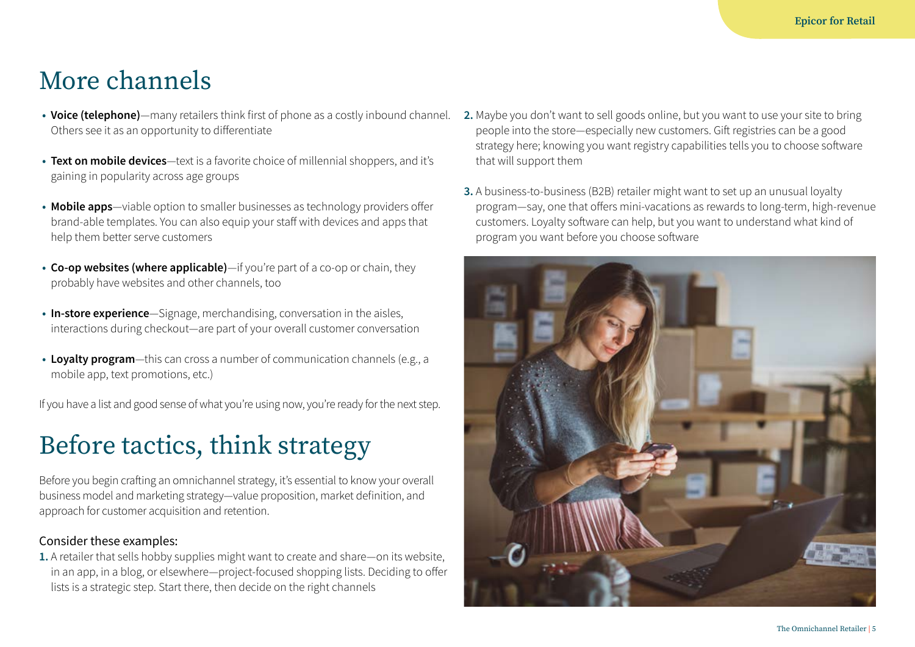# More channels

- **Voice (telephone)**—many retailers think first of phone as a costly inbound channel. Others see it as an opportunity to differentiate
- **Text on mobile devices**—text is a favorite choice of millennial shoppers, and it's gaining in popularity across age groups
- **Mobile apps**—viable option to smaller businesses as technology providers offer brand-able templates. You can also equip your staff with devices and apps that help them better serve customers
- **Co-op websites (where applicable)**—if you're part of a co-op or chain, they probably have websites and other channels, too
- **In-store experience**—Signage, merchandising, conversation in the aisles, interactions during checkout—are part of your overall customer conversation
- **Loyalty program**—this can cross a number of communication channels (e.g., a mobile app, text promotions, etc.)

If you have a list and good sense of what you're using now, you're ready for the next step.

# Before tactics, think strategy

Before you begin crafting an omnichannel strategy, it's essential to know your overall business model and marketing strategy—value proposition, market definition, and approach for customer acquisition and retention.

### Consider these examples:

1. A retailer that sells hobby supplies might want to create and share—on its website, in an app, in a blog, or elsewhere—project-focused shopping lists. Deciding to offer lists is a strategic step. Start there, then decide on the right channels
2. Maybe you don't want to sell goods online, but you want to use your site to bring people into the store—especially new customers. Gift registries can be a good strategy here; knowing you want registry capabilities tells you to choose software that will support them
3. A business-to-business (B2B) retailer might want to set up an unusual loyalty program—say, one that offers mini-vacations as rewards to long-term, high-revenue customers. Loyalty software can help, but you want to understand what kind of program you want before you choose software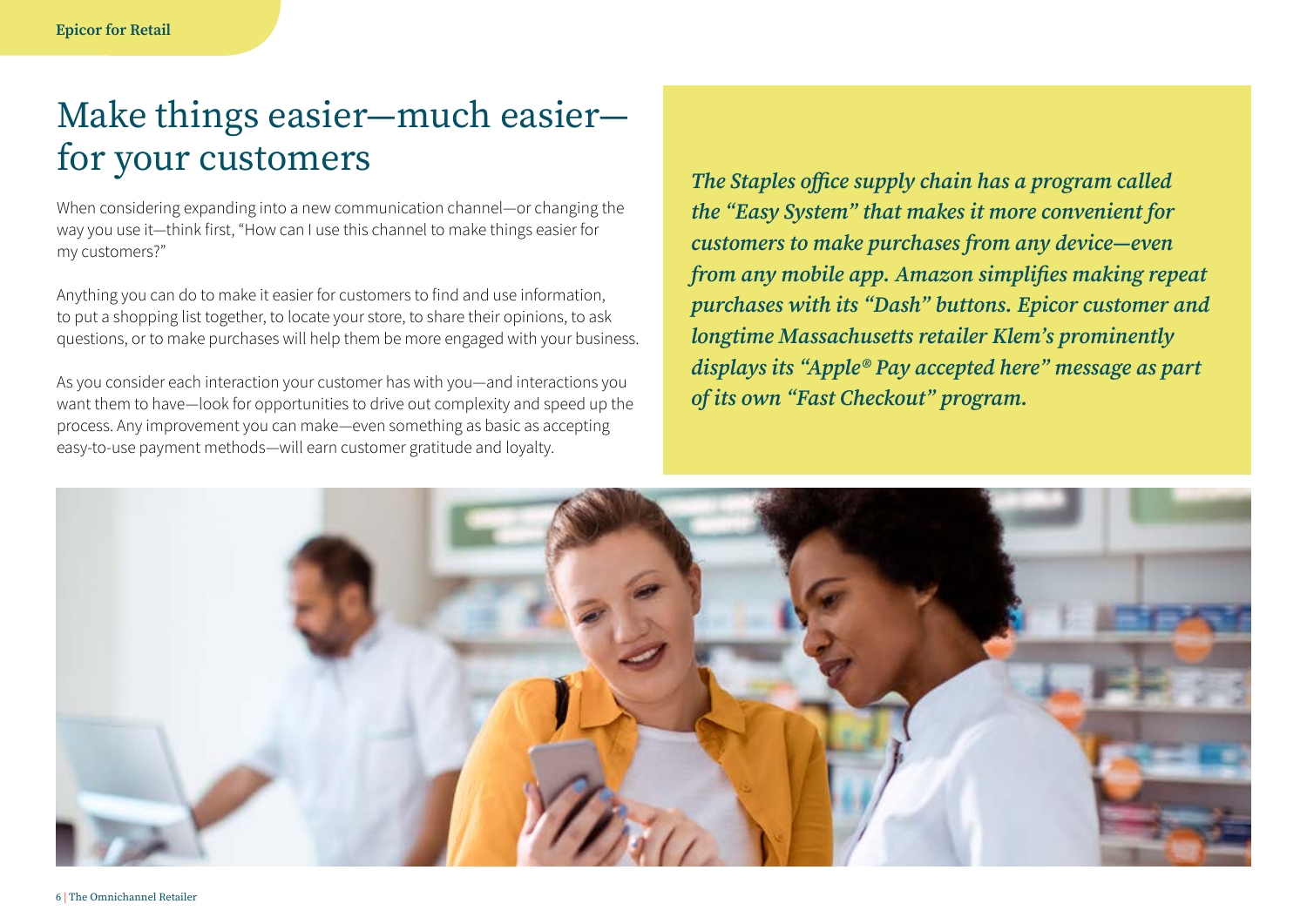# Make things easier—much easier—for your customers

When considering expanding into a new communication channel—or changing the way you use it—think first, "How can I use this channel to make things easier for my customers?"

Anything you can do to make it easier for customers to find and use information, to put a shopping list together, to locate your store, to share their opinions, to ask questions, or to make purchases will help them be more engaged with your business.

As you consider each interaction your customer has with you—and interactions you want them to have—look for opportunities to drive out complexity and speed up the process. Any improvement you can make—even something as basic as accepting easy-to-use payment methods—will earn customer gratitude and loyalty.

***The Staples office supply chain has a program called the "Easy System" that makes it more convenient for customers to make purchases from any device—even from any mobile app. Amazon simplifies making repeat purchases with its "Dash" buttons. Epicor customer and longtime Massachusetts retailer Klem's prominently displays its "Apple® Pay accepted here" message as part of its own "Fast Checkout" program.***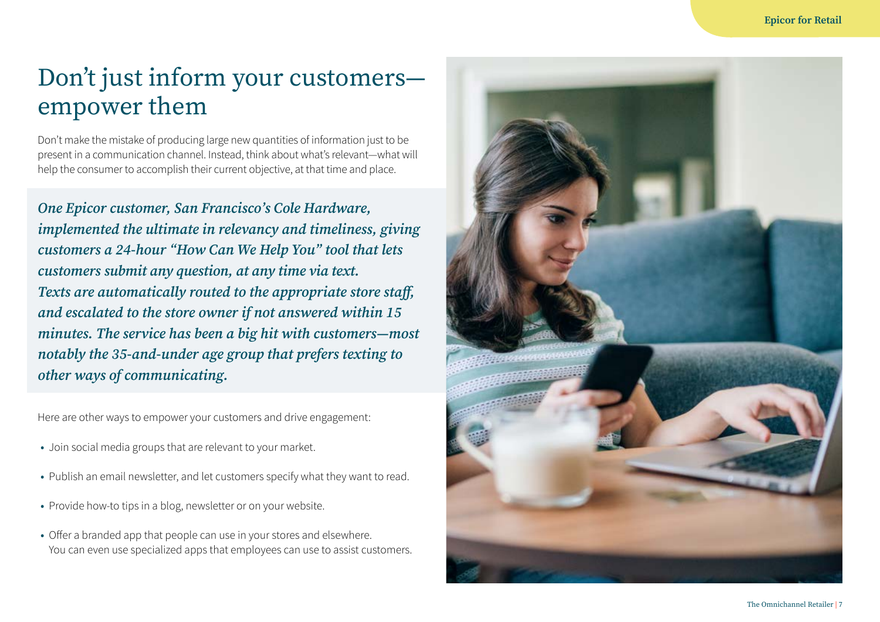# Don't just inform your customers—empower them

Don't make the mistake of producing large new quantities of information just to be present in a communication channel. Instead, think about what's relevant—what will help the consumer to accomplish their current objective, at that time and place.

***One Epicor customer, San Francisco's Cole Hardware, implemented the ultimate in relevancy and timeliness, giving customers a 24-hour "How Can We Help You" tool that lets customers submit any question, at any time via text. Texts are automatically routed to the appropriate store staff, and escalated to the store owner if not answered within 15 minutes. The service has been a big hit with customers—most notably the 35-and-under age group that prefers texting to other ways of communicating.***

Here are other ways to empower your customers and drive engagement:

- Join social media groups that are relevant to your market.
- Publish an email newsletter, and let customers specify what they want to read.
- Provide how-to tips in a blog, newsletter or on your website.
- Offer a branded app that people can use in your stores and elsewhere. You can even use specialized apps that employees can use to assist customers.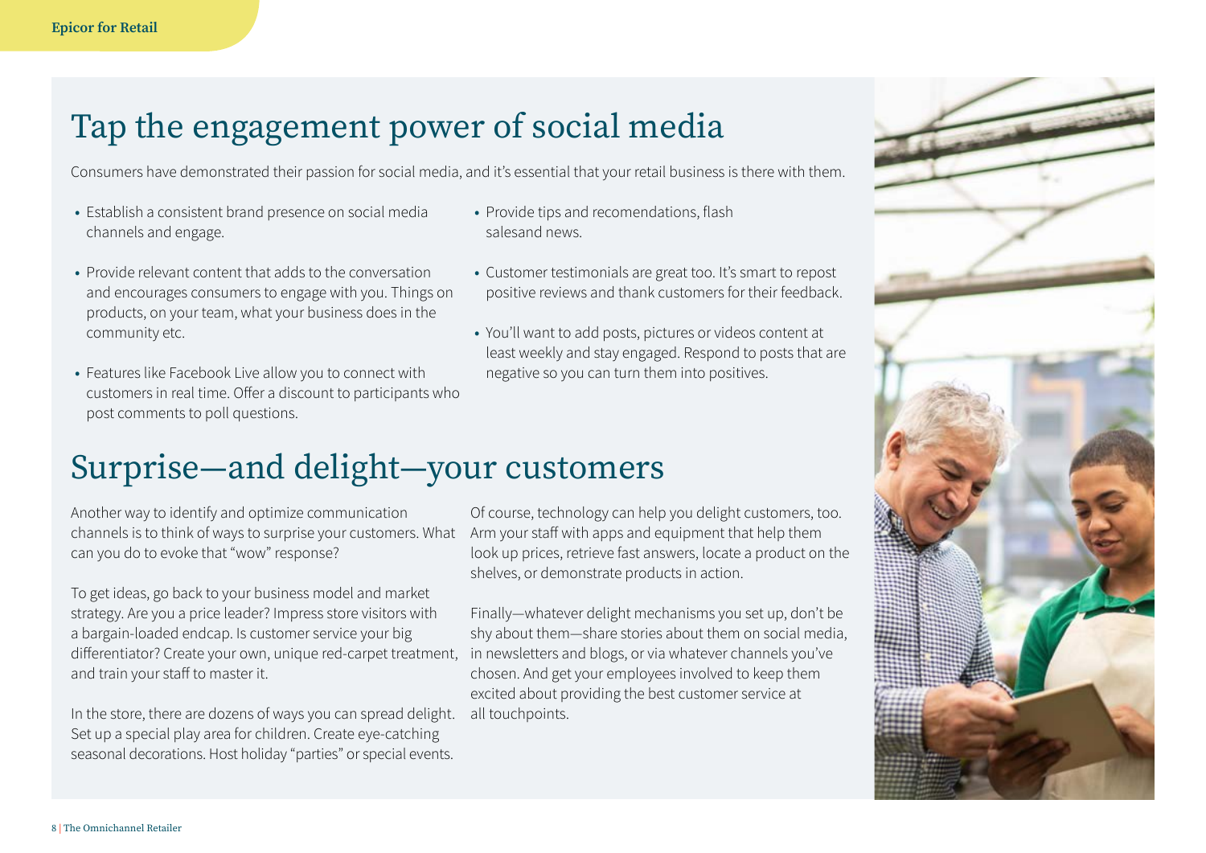# Tap the engagement power of social media

Consumers have demonstrated their passion for social media, and it's essential that your retail business is there with them.

- Establish a consistent brand presence on social media channels and engage.
- Provide relevant content that adds to the conversation and encourages consumers to engage with you. Things on products, on your team, what your business does in the community etc.
- Features like Facebook Live allow you to connect with customers in real time. Offer a discount to participants who post comments to poll questions.
- Provide tips and recomendations, flash salesand news.
- Customer testimonials are great too. It's smart to repost positive reviews and thank customers for their feedback.
- You'll want to add posts, pictures or videos content at least weekly and stay engaged. Respond to posts that are negative so you can turn them into positives.

# Surprise—and delight—your customers

Another way to identify and optimize communication channels is to think of ways to surprise your customers. What can you do to evoke that "wow" response?

To get ideas, go back to your business model and market strategy. Are you a price leader? Impress store visitors with a bargain-loaded endcap. Is customer service your big differentiator? Create your own, unique red-carpet treatment, and train your staff to master it.

In the store, there are dozens of ways you can spread delight. Set up a special play area for children. Create eye-catching seasonal decorations. Host holiday "parties" or special events.

Of course, technology can help you delight customers, too. Arm your staff with apps and equipment that help them look up prices, retrieve fast answers, locate a product on the shelves, or demonstrate products in action.

Finally—whatever delight mechanisms you set up, don't be shy about them—share stories about them on social media, in newsletters and blogs, or via whatever channels you've chosen. And get your employees involved to keep them excited about providing the best customer service at all touchpoints.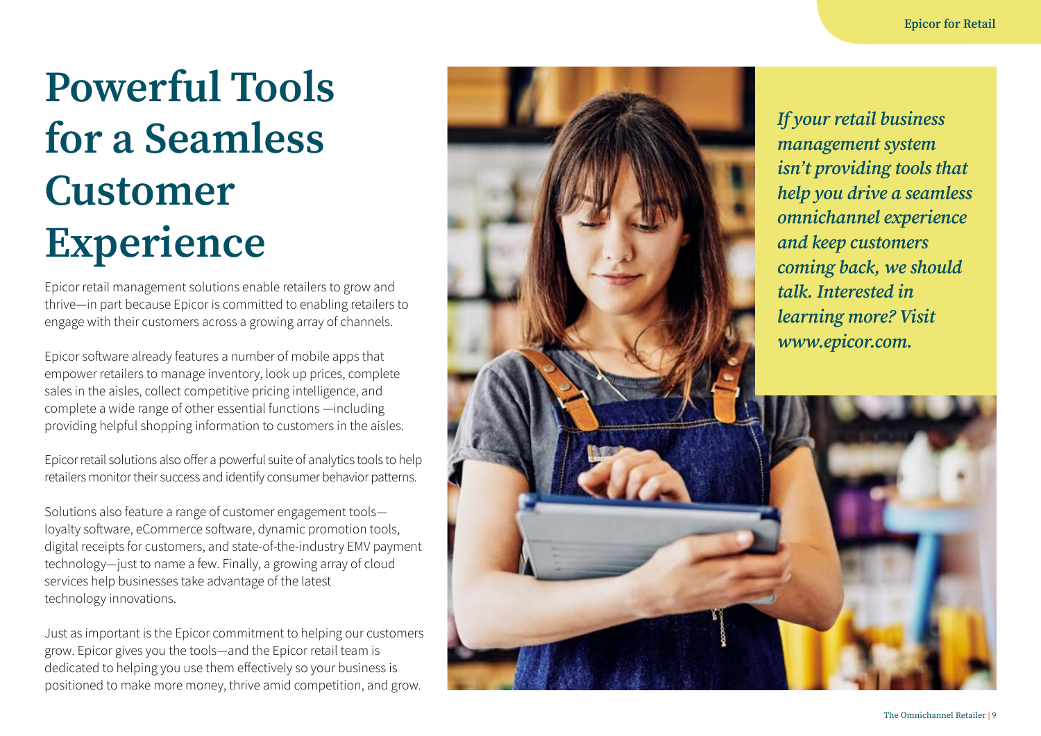# Powerful Tools for a Seamless Customer Experience

Epicor retail management solutions enable retailers to grow and thrive—in part because Epicor is committed to enabling retailers to engage with their customers across a growing array of channels.

Epicor software already features a number of mobile apps that empower retailers to manage inventory, look up prices, complete sales in the aisles, collect competitive pricing intelligence, and complete a wide range of other essential functions —including providing helpful shopping information to customers in the aisles.

Epicor retail solutions also offer a powerful suite of analytics tools to help retailers monitor their success and identify consumer behavior patterns.

Solutions also feature a range of customer engagement tools—loyalty software, eCommerce software, dynamic promotion tools, digital receipts for customers, and state-of-the-industry EMV payment technology—just to name a few. Finally, a growing array of cloud services help businesses take advantage of the latest technology innovations.

Just as important is the Epicor commitment to helping our customers grow. Epicor gives you the tools—and the Epicor retail team is dedicated to helping you use them effectively so your business is positioned to make more money, thrive amid competition, and grow.

***If your retail business management system isn't providing tools that help you drive a seamless omnichannel experience and keep customers coming back, we should talk. Interested in learning more? Visit www.epicor.com.***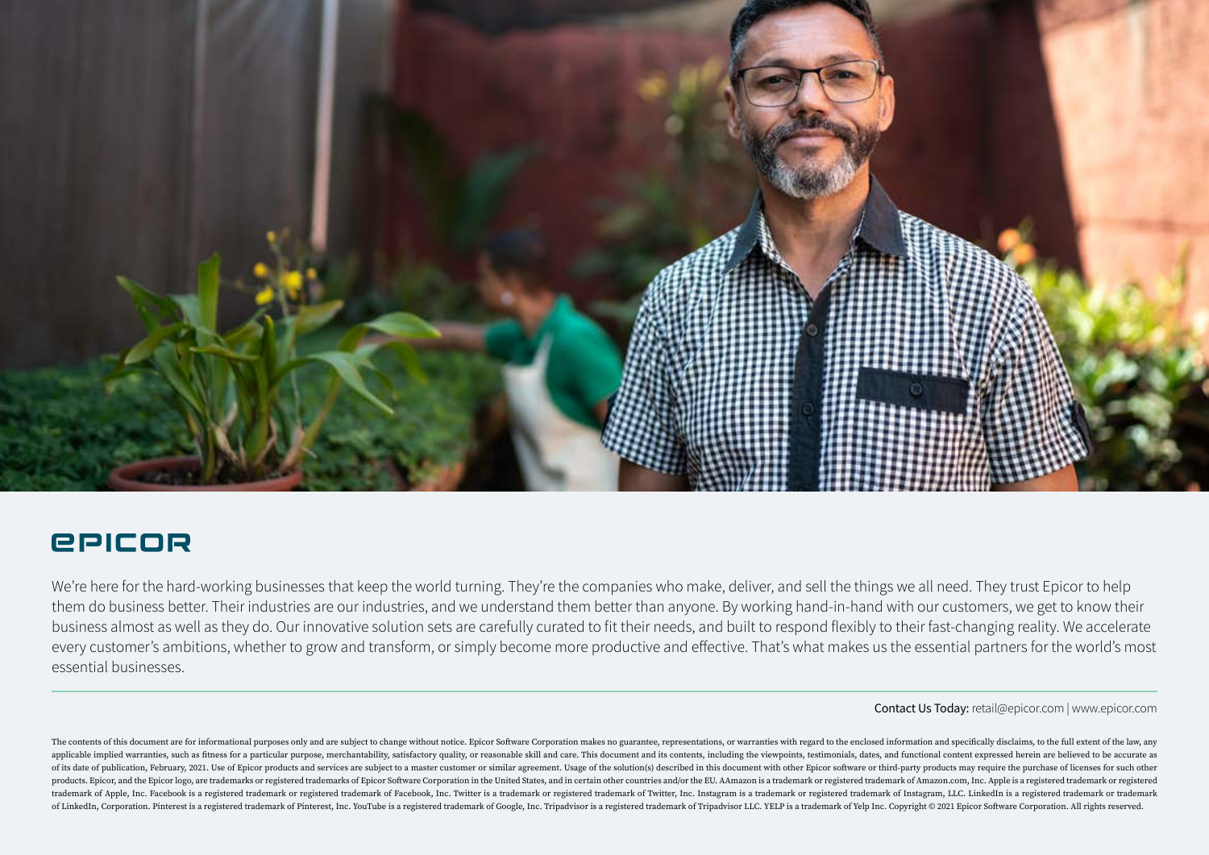**EPICOR**

We're here for the hard-working businesses that keep the world turning. They're the companies who make, deliver, and sell the things we all need. They trust Epicor to help them do business better. Their industries are our industries, and we understand them better than anyone. By working hand-in-hand with our customers, we get to know their business almost as well as they do. Our innovative solution sets are carefully curated to fit their needs, and built to respond flexibly to their fast-changing reality. We accelerate every customer's ambitions, whether to grow and transform, or simply become more productive and effective. That's what makes us the essential partners for the world's most essential businesses.

---

**Contact Us Today:** retail@epicor.com | www.epicor.com

The contents of this document are for informational purposes only and are subject to change without notice. Epicor Software Corporation makes no guarantee, representations, or warranties with regard to the enclosed information and specifically disclaims, to the full extent of the law, any applicable implied warranties, such as fitness for a particular purpose, merchantability, satisfactory quality, or reasonable skill and care. This document and its contents, including the viewpoints, testimonials, dates, and functional content expressed herein are believed to be accurate as of its date of publication, February, 2021. Use of Epicor products and services are subject to a master customer or similar agreement. Usage of the solution(s) described in this document with other Epicor software or third-party products may require the purchase of licenses for such other products. Epicor, and the Epicor logo, are trademarks or registered trademarks of Epicor Software Corporation in the United States, and in certain other countries and/or the EU. AAmazon is a trademark or registered trademark of Amazon.com, Inc. Apple is a registered trademark or registered trademark of Apple, Inc. Facebook is a registered trademark or registered trademark of Facebook, Inc. Twitter is a trademark or registered trademark of Twitter, Inc. Instagram is a trademark or registered trademark of Instagram, LLC. LinkedIn is a registered trademark or trademark of LinkedIn, Corporation. Pinterest is a registered trademark of Pinterest, Inc. YouTube is a registered trademark of Google, Inc. Tripadvisor is a registered trademark of Tripadvisor LLC. YELP is a trademark of Yelp Inc. Copyright © 2021 Epicor Software Corporation. All rights reserved.